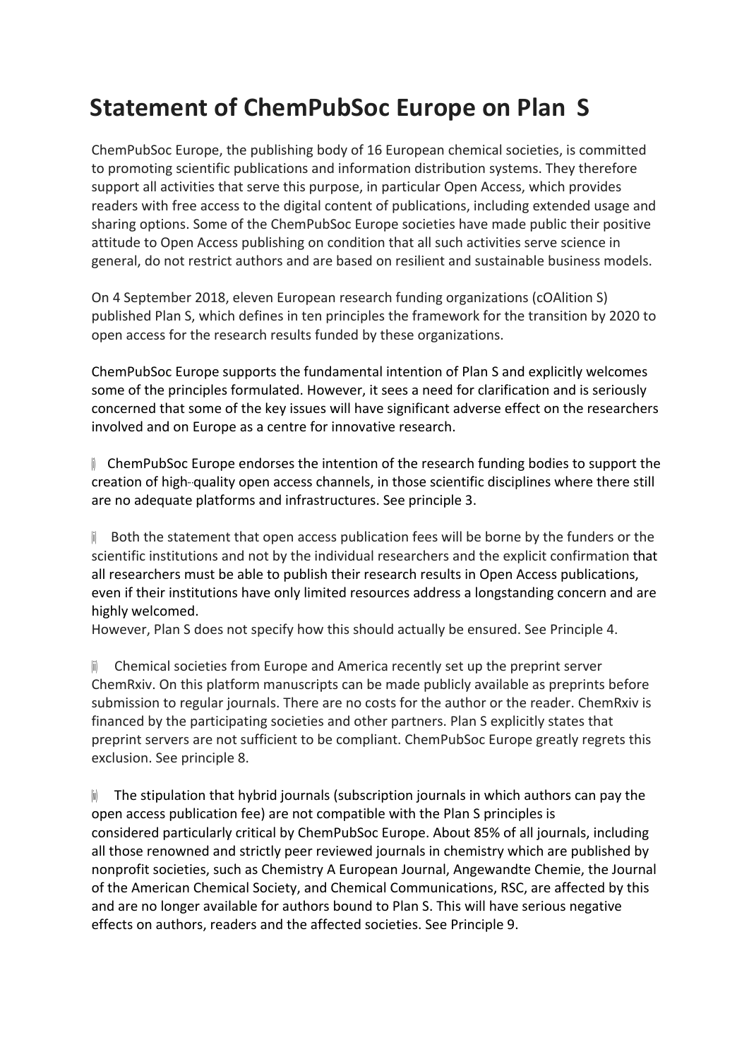# Statement of ChemPubSoc Europe on Plan S

ChemPubSoc Europe, the publishing body of 16 European chemical societies, is committed to promoting scientific publications and information distribution systems. They therefore support all activities that serve this purpose, in particular Open Access, which provides readers with free access to the digital content of publications, including extended usage and sharing options. Some of the ChemPubSoc Europe societies have made public their positive attitude to Open Access publishing on condition that all such activities serve science in general, do not restrict authors and are based on resilient and sustainable business models.

On 4 September 2018, eleven European research funding organizations (cOAlition S) published Plan S, which defines in ten principles the framework for the transition by 2020 to open access for the research results funded by these organizations.

ChemPubSoc Europe supports the fundamental intention of Plan S and explicitly welcomes some of the principles formulated. However, it sees a need for clarification and is seriously concerned that some of the key issues will have significant adverse effect on the researchers involved and on Europe as a centre for innovative research.

i) ChemPubSoc Europe endorses the intention of the research funding bodies to support the creation of high-quality open access channels, in those scientific disciplines where there still are no adequate platforms and infrastructures. See principle 3.

ii) Both the statement that open access publication fees will be borne by the funders or the scientific institutions and not by the individual researchers and the explicit confirmation that all researchers must be able to publish their research results in Open Access publications, even if their institutions have only limited resources address a longstanding concern and are highly welcomed.
However, Plan S does not specify how this should actually be ensured. See Principle 4.

iii) Chemical societies from Europe and America recently set up the preprint server ChemRxiv. On this platform manuscripts can be made publicly available as preprints before submission to regular journals. There are no costs for the author or the reader. ChemRxiv is financed by the participating societies and other partners. Plan S explicitly states that preprint servers are not sufficient to be compliant. ChemPubSoc Europe greatly regrets this exclusion. See principle 8.

iv) The stipulation that hybrid journals (subscription journals in which authors can pay the open access publication fee) are not compatible with the Plan S principles is considered particularly critical by ChemPubSoc Europe. About 85% of all journals, including all those renowned and strictly peer reviewed journals in chemistry which are published by nonprofit societies, such as Chemistry A European Journal, Angewandte Chemie, the Journal of the American Chemical Society, and Chemical Communications, RSC, are affected by this and are no longer available for authors bound to Plan S. This will have serious negative effects on authors, readers and the affected societies. See Principle 9.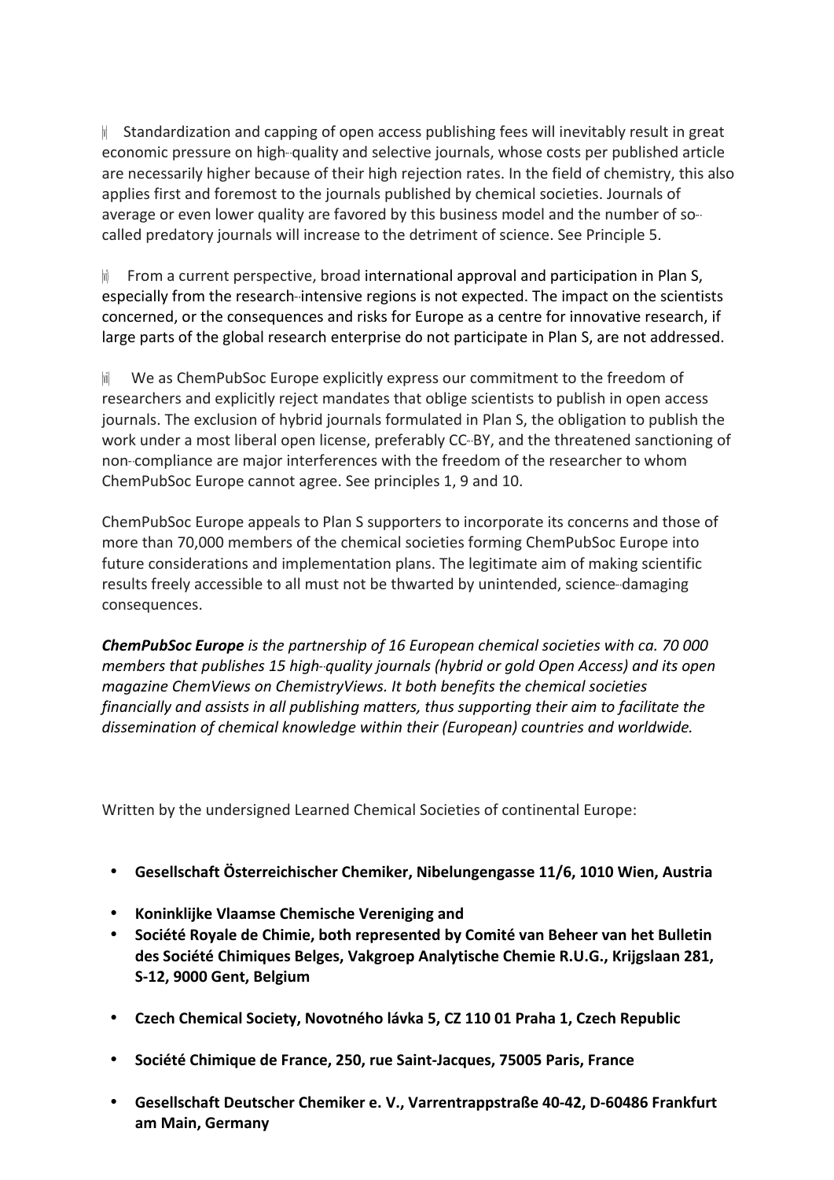v) Standardization and capping of open access publishing fees will inevitably result in great economic pressure on high-quality and selective journals, whose costs per published article are necessarily higher because of their high rejection rates. In the field of chemistry, this also applies first and foremost to the journals published by chemical societies. Journals of average or even lower quality are favored by this business model and the number of so-called predatory journals will increase to the detriment of science. See Principle 5.

vi) From a current perspective, broad international approval and participation in Plan S, especially from the research-intensive regions is not expected. The impact on the scientists concerned, or the consequences and risks for Europe as a centre for innovative research, if large parts of the global research enterprise do not participate in Plan S, are not addressed.

vii) We as ChemPubSoc Europe explicitly express our commitment to the freedom of researchers and explicitly reject mandates that oblige scientists to publish in open access journals. The exclusion of hybrid journals formulated in Plan S, the obligation to publish the work under a most liberal open license, preferably CC-BY, and the threatened sanctioning of non-compliance are major interferences with the freedom of the researcher to whom ChemPubSoc Europe cannot agree. See principles 1, 9 and 10.

ChemPubSoc Europe appeals to Plan S supporters to incorporate its concerns and those of more than 70,000 members of the chemical societies forming ChemPubSoc Europe into future considerations and implementation plans. The legitimate aim of making scientific results freely accessible to all must not be thwarted by unintended, science-damaging consequences.

***ChemPubSoc Europe*** *is the partnership of 16 European chemical societies with ca. 70 000 members that publishes 15 high-quality journals (hybrid or gold Open Access) and its open magazine ChemViews on ChemistryViews. It both benefits the chemical societies financially and assists in all publishing matters, thus supporting their aim to facilitate the dissemination of chemical knowledge within their (European) countries and worldwide.*

Written by the undersigned Learned Chemical Societies of continental Europe:

- **Gesellschaft Österreichischer Chemiker, Nibelungengasse 11/6, 1010 Wien, Austria**

- **Koninklijke Vlaamse Chemische Vereniging and**
- **Société Royale de Chimie, both represented by Comité van Beheer van het Bulletin des Société Chimiques Belges, Vakgroep Analytische Chemie R.U.G., Krijgslaan 281, S-12, 9000 Gent, Belgium**

- **Czech Chemical Society, Novotného lávka 5, CZ 110 01 Praha 1, Czech Republic**

- **Société Chimique de France, 250, rue Saint-Jacques, 75005 Paris, France**

- **Gesellschaft Deutscher Chemiker e. V., Varrentrappstraße 40-42, D-60486 Frankfurt am Main, Germany**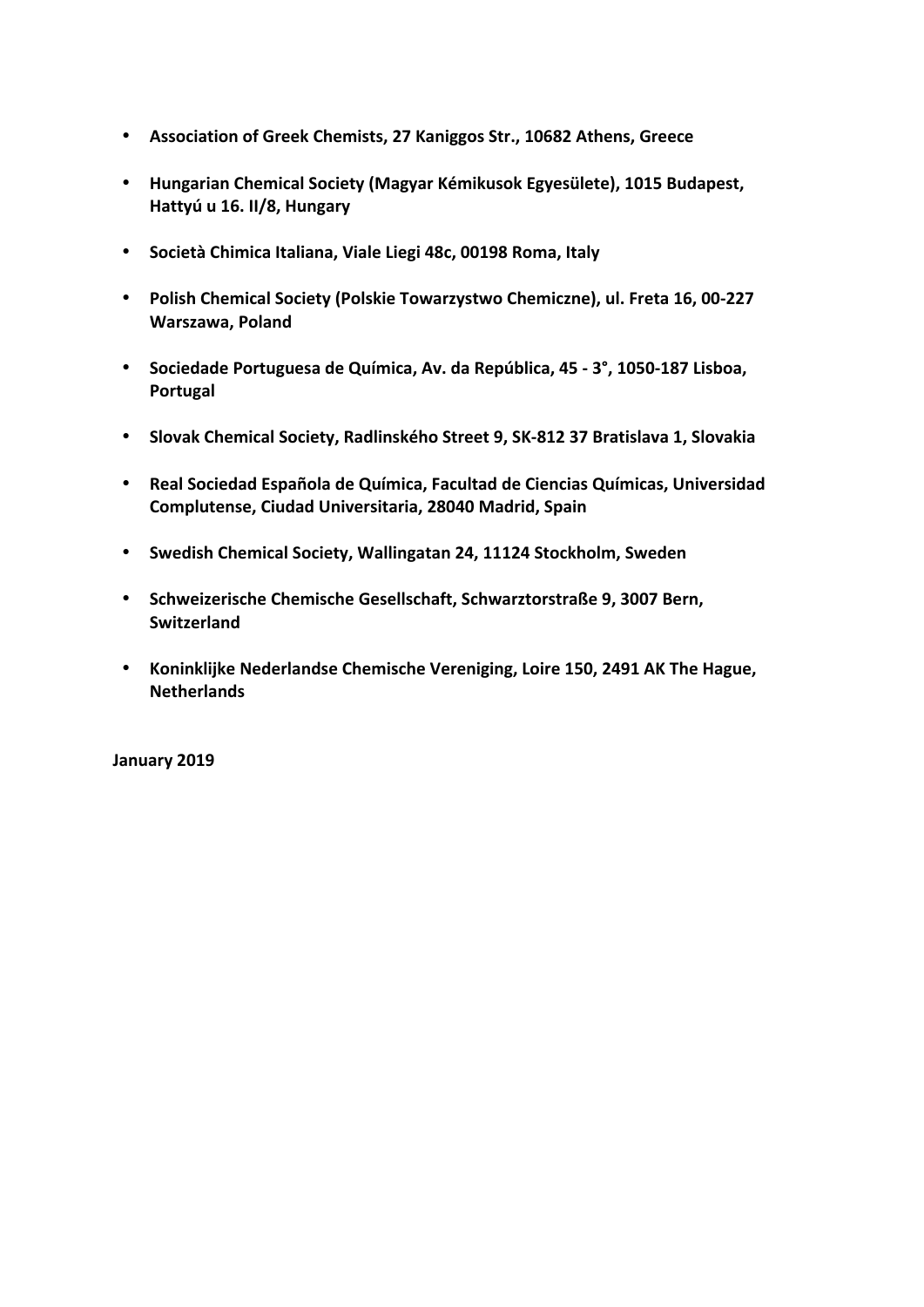- **Association of Greek Chemists, 27 Kaniggos Str., 10682 Athens, Greece**
- **Hungarian Chemical Society (Magyar Kémikusok Egyesülete), 1015 Budapest, Hattyú u 16. II/8, Hungary**
- **Società Chimica Italiana, Viale Liegi 48c, 00198 Roma, Italy**
- **Polish Chemical Society (Polskie Towarzystwo Chemiczne), ul. Freta 16, 00-227 Warszawa, Poland**
- **Sociedade Portuguesa de Química, Av. da República, 45 - 3°, 1050-187 Lisboa, Portugal**
- **Slovak Chemical Society, Radlinského Street 9, SK-812 37 Bratislava 1, Slovakia**
- **Real Sociedad Española de Química, Facultad de Ciencias Químicas, Universidad Complutense, Ciudad Universitaria, 28040 Madrid, Spain**
- **Swedish Chemical Society, Wallingatan 24, 11124 Stockholm, Sweden**
- **Schweizerische Chemische Gesellschaft, Schwarztorstraße 9, 3007 Bern, Switzerland**
- **Koninklijke Nederlandse Chemische Vereniging, Loire 150, 2491 AK The Hague, Netherlands**

**January 2019**